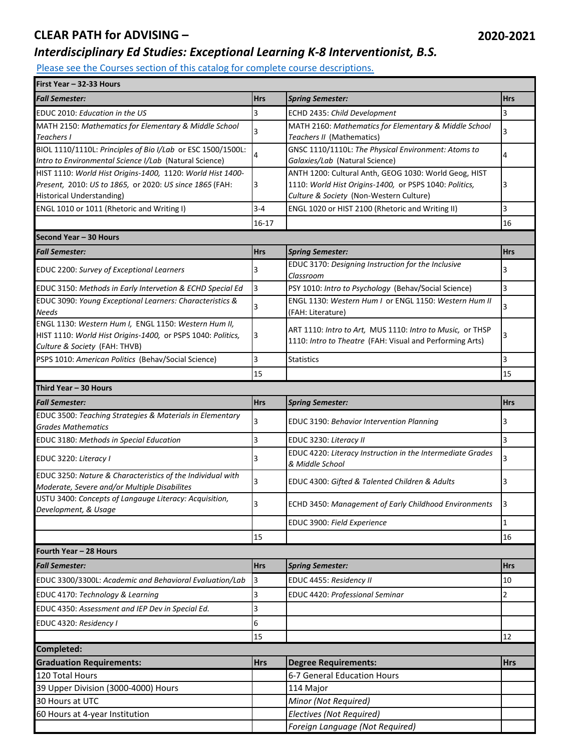# CLEAR PATH for ADVISING – 2020-2021

## *Interdisciplinary Ed Studies: Exceptional Learning K-8 Interventionist, B.S.*

[Please see the Courses section of this catalog for complete course descriptions.]

| **First Year – 32-33 Hours** | | | |
|---|---|---|---|
| ***Fall Semester:*** | **Hrs** | ***Spring Semester:*** | **Hrs** |
| EDUC 2010: *Education in the US* | 3 | ECHD 2435: *Child Development* | 3 |
| MATH 2150: *Mathematics for Elementary & Middle School Teachers I* | 3 | MATH 2160: *Mathematics for Elementary & Middle School Teachers II* (Mathematics) | 3 |
| BIOL 1110/1110L: *Principles of Bio I/Lab* or ESC 1500/1500L: *Intro to Environmental Science I/Lab* (Natural Science) | 4 | GNSC 1110/1110L: *The Physical Environment: Atoms to Galaxies/Lab* (Natural Science) | 4 |
| HIST 1110: *World Hist Origins-1400*, 1120: *World Hist 1400-Present*, 2010: *US to 1865*, or 2020: *US since 1865* (FAH: Historical Understanding) | 3 | ANTH 1200: Cultural Anth, GEOG 1030: World Geog, HIST 1110: *World Hist Origins-1400*, or PSPS 1040: *Politics, Culture & Society* (Non-Western Culture) | 3 |
| ENGL 1010 or 1011 (Rhetoric and Writing I) | 3-4 | ENGL 1020 or HIST 2100 (Rhetoric and Writing II) | 3 |
| | 16-17 | | 16 |
| **Second Year – 30 Hours** | | | |
| ***Fall Semester:*** | **Hrs** | ***Spring Semester:*** | **Hrs** |
| EDUC 2200: *Survey of Exceptional Learners* | 3 | EDUC 3170: *Designing Instruction for the Inclusive Classroom* | 3 |
| EDUC 3150: *Methods in Early Intervetion & ECHD Special Ed* | 3 | PSY 1010: *Intro to Psychology* (Behav/Social Science) | 3 |
| EDUC 3090: *Young Exceptional Learners: Characteristics & Needs* | 3 | ENGL 1130: *Western Hum I* or ENGL 1150: *Western Hum II* (FAH: Literature) | 3 |
| ENGL 1130: *Western Hum I*, ENGL 1150: *Western Hum II*, HIST 1110: *World Hist Origins-1400*, or PSPS 1040: *Politics, Culture & Society* (FAH: THVB) | 3 | ART 1110: *Intro to Art*, MUS 1110: *Intro to Music*, or THSP 1110: *Intro to Theatre* (FAH: Visual and Performing Arts) | 3 |
| PSPS 1010: *American Politics* (Behav/Social Science) | 3 | Statistics | 3 |
| | 15 | | 15 |
| **Third Year – 30 Hours** | | | |
| ***Fall Semester:*** | **Hrs** | ***Spring Semester:*** | **Hrs** |
| EDUC 3500: *Teaching Strategies & Materials in Elementary Grades Mathematics* | 3 | EDUC 3190: *Behavior Intervention Planning* | 3 |
| EDUC 3180: *Methods in Special Education* | 3 | EDUC 3230: *Literacy II* | 3 |
| EDUC 3220: *Literacy I* | 3 | EDUC 4220: *Literacy Instruction in the Intermediate Grades & Middle School* | 3 |
| EDUC 3250: *Nature & Characteristics of the Individual with Moderate, Severe and/or Multiple Disabilites* | 3 | EDUC 4300: *Gifted & Talented Children & Adults* | 3 |
| USTU 3400: *Concepts of Langauge Literacy: Acquisition, Development, & Usage* | 3 | ECHD 3450: *Management of Early Childhood Environments* | 3 |
| | | EDUC 3900: *Field Experience* | 1 |
| | 15 | | 16 |
| **Fourth Year – 28 Hours** | | | |
| ***Fall Semester:*** | **Hrs** | ***Spring Semester:*** | **Hrs** |
| EDUC 3300/3300L: *Academic and Behavioral Evaluation/Lab* | 3 | EDUC 4455: *Residency II* | 10 |
| EDUC 4170: *Technology & Learning* | 3 | EDUC 4420: *Professional Seminar* | 2 |
| EDUC 4350: *Assessment and IEP Dev in Special Ed.* | 3 | | |
| EDUC 4320: *Residency I* | 6 | | |
| | 15 | | 12 |
| **Completed:** | | | |
| **Graduation Requirements:** | **Hrs** | **Degree Requirements:** | **Hrs** |
| 120 Total Hours | | 6-7 General Education Hours | |
| 39 Upper Division (3000-4000) Hours | | 114 Major | |
| 30 Hours at UTC | | *Minor (Not Required)* | |
| 60 Hours at 4-year Institution | | *Electives (Not Required)* | |
| | | *Foreign Language (Not Required)* | |